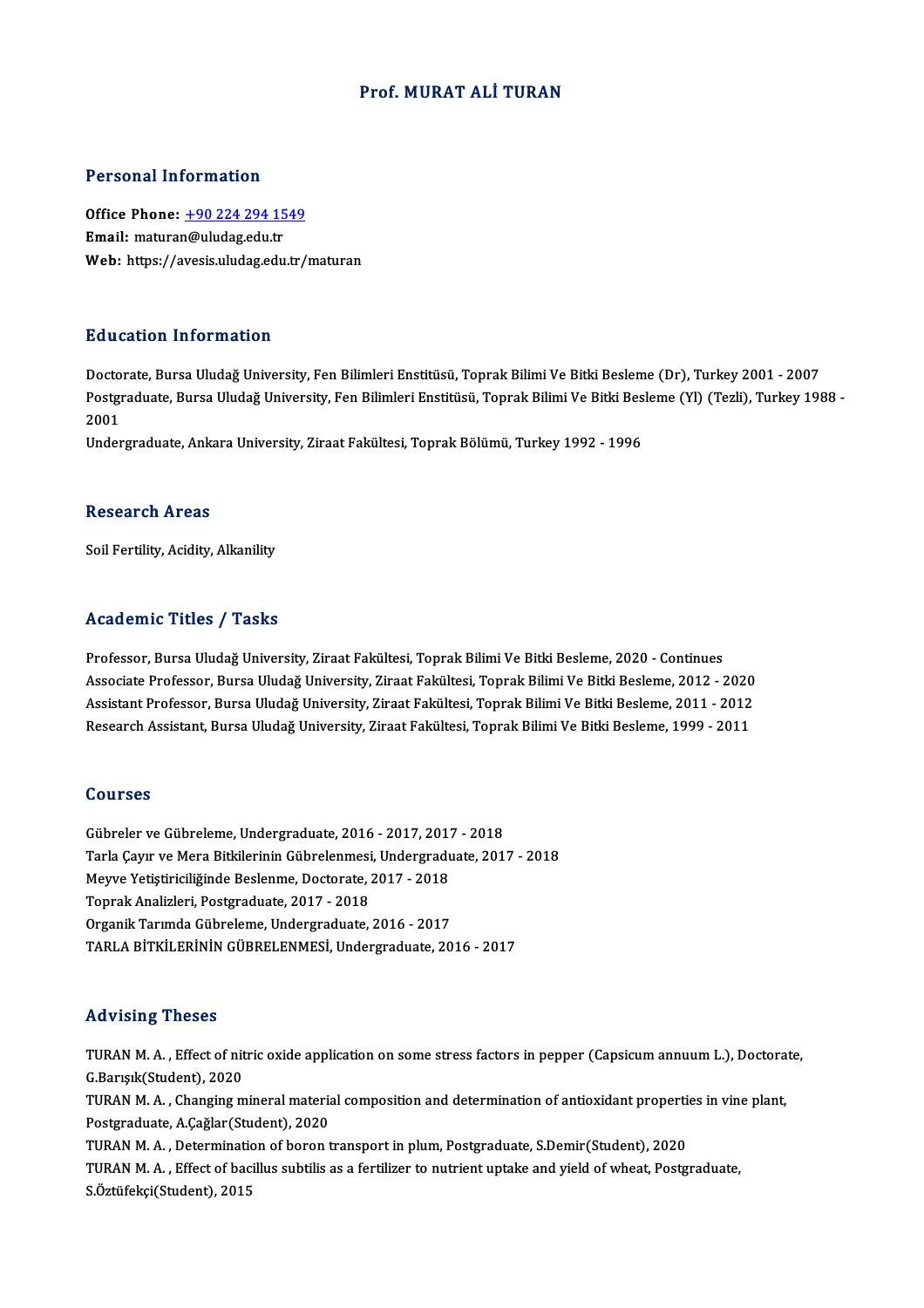# Prof. MURAT ALİ TURAN

## Personal Information

**Office Phone:** +90 224 294 1549
**Email:** maturan@uludag.edu.tr
**Web:** https://avesis.uludag.edu.tr/maturan

## Education Information

Doctorate, Bursa Uludağ University, Fen Bilimleri Enstitüsü, Toprak Bilimi Ve Bitki Besleme (Dr), Turkey 2001 - 2007
Postgraduate, Bursa Uludağ University, Fen Bilimleri Enstitüsü, Toprak Bilimi Ve Bitki Besleme (Yl) (Tezli), Turkey 1988 - 2001
Undergraduate, Ankara University, Ziraat Fakültesi, Toprak Bölümü, Turkey 1992 - 1996

## Research Areas

Soil Fertility, Acidity, Alkanility

## Academic Titles / Tasks

Professor, Bursa Uludağ University, Ziraat Fakültesi, Toprak Bilimi Ve Bitki Besleme, 2020 - Continues
Associate Professor, Bursa Uludağ University, Ziraat Fakültesi, Toprak Bilimi Ve Bitki Besleme, 2012 - 2020
Assistant Professor, Bursa Uludağ University, Ziraat Fakültesi, Toprak Bilimi Ve Bitki Besleme, 2011 - 2012
Research Assistant, Bursa Uludağ University, Ziraat Fakültesi, Toprak Bilimi Ve Bitki Besleme, 1999 - 2011

## Courses

Gübreler ve Gübreleme, Undergraduate, 2016 - 2017, 2017 - 2018
Tarla Çayır ve Mera Bitkilerinin Gübrelenmesi, Undergraduate, 2017 - 2018
Meyve Yetiştiriciliğinde Beslenme, Doctorate, 2017 - 2018
Toprak Analizleri, Postgraduate, 2017 - 2018
Organik Tarımda Gübreleme, Undergraduate, 2016 - 2017
TARLA BİTKİLERİNİN GÜBRELENMESİ, Undergraduate, 2016 - 2017

## Advising Theses

TURAN M. A. , Effect of nitric oxide application on some stress factors in pepper (Capsicum annuum L.), Doctorate, G.Barışık(Student), 2020
TURAN M. A. , Changing mineral material composition and determination of antioxidant properties in vine plant, Postgraduate, A.Çağlar(Student), 2020
TURAN M. A. , Determination of boron transport in plum, Postgraduate, S.Demir(Student), 2020
TURAN M. A. , Effect of bacillus subtilis as a fertilizer to nutrient uptake and yield of wheat, Postgraduate, S.Öztüfekçi(Student), 2015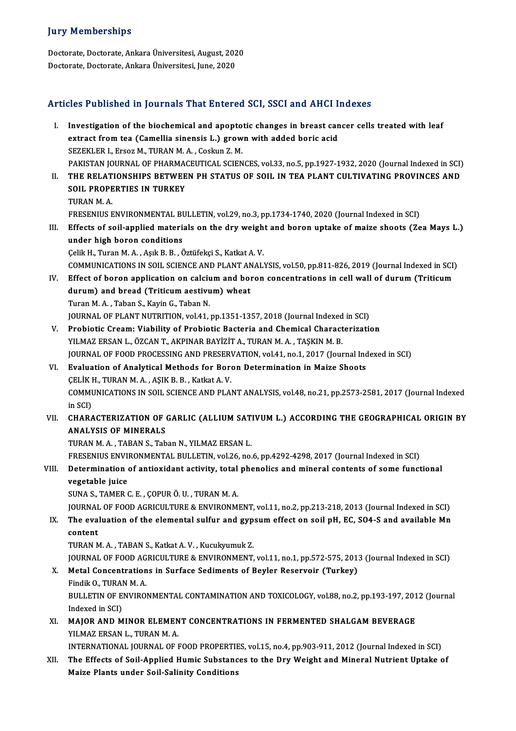## Jury Memberships

Doctorate, Doctorate, Ankara Üniversitesi, August, 2020
Doctorate, Doctorate, Ankara Üniversitesi, June, 2020

## Articles Published in Journals That Entered SCI, SSCI and AHCI Indexes

I. **Investigation of the biochemical and apoptotic changes in breast cancer cells treated with leaf extract from tea (Camellia sinensis L.) grown with added boric acid**
SEZEKLER I., Ersoz M., TURAN M. A. , Coskun Z. M.
PAKISTAN JOURNAL OF PHARMACEUTICAL SCIENCES, vol.33, no.5, pp.1927-1932, 2020 (Journal Indexed in SCI)

II. **THE RELATIONSHIPS BETWEEN PH STATUS OF SOIL IN TEA PLANT CULTIVATING PROVINCES AND SOIL PROPERTIES IN TURKEY**
TURAN M. A.
FRESENIUS ENVIRONMENTAL BULLETIN, vol.29, no.3, pp.1734-1740, 2020 (Journal Indexed in SCI)

III. **Effects of soil-applied materials on the dry weight and boron uptake of maize shoots (Zea Mays L.) under high boron conditions**
Çelik H., Turan M. A. , Aşık B. B. , Öztüfekçi S., Katkat A. V.
COMMUNICATIONS IN SOIL SCIENCE AND PLANT ANALYSIS, vol.50, pp.811-826, 2019 (Journal Indexed in SCI)

IV. **Effect of boron application on calcium and boron concentrations in cell wall of durum (Triticum durum) and bread (Triticum aestivum) wheat**
Turan M. A. , Taban S., Kayin G., Taban N.
JOURNAL OF PLANT NUTRITION, vol.41, pp.1351-1357, 2018 (Journal Indexed in SCI)

V. **Probiotic Cream: Viability of Probiotic Bacteria and Chemical Characterization**
YILMAZ ERSAN L., ÖZCAN T., AKPINAR BAYİZİT A., TURAN M. A. , TAŞKIN M. B.
JOURNAL OF FOOD PROCESSING AND PRESERVATION, vol.41, no.1, 2017 (Journal Indexed in SCI)

VI. **Evaluation of Analytical Methods for Boron Determination in Maize Shoots**
ÇELİK H., TURAN M. A. , AŞIK B. B. , Katkat A. V.
COMMUNICATIONS IN SOIL SCIENCE AND PLANT ANALYSIS, vol.48, no.21, pp.2573-2581, 2017 (Journal Indexed in SCI)

VII. **CHARACTERIZATION OF GARLIC (ALLIUM SATIVUM L.) ACCORDING THE GEOGRAPHICAL ORIGIN BY ANALYSIS OF MINERALS**
TURAN M. A. , TABAN S., Taban N., YILMAZ ERSAN L.
FRESENIUS ENVIRONMENTAL BULLETIN, vol.26, no.6, pp.4292-4298, 2017 (Journal Indexed in SCI)

VIII. **Determination of antioxidant activity, total phenolics and mineral contents of some functional vegetable juice**
SUNA S., TAMER C. E. , ÇOPUR Ö. U. , TURAN M. A.
JOURNAL OF FOOD AGRICULTURE & ENVIRONMENT, vol.11, no.2, pp.213-218, 2013 (Journal Indexed in SCI)

IX. **The evaluation of the elemental sulfur and gypsum effect on soil pH, EC, SO4-S and available Mn content**
TURAN M. A. , TABAN S., Katkat A. V. , Kucukyumuk Z.
JOURNAL OF FOOD AGRICULTURE & ENVIRONMENT, vol.11, no.1, pp.572-575, 2013 (Journal Indexed in SCI)

X. **Metal Concentrations in Surface Sediments of Beyler Reservoir (Turkey)**
Findik O., TURAN M. A.
BULLETIN OF ENVIRONMENTAL CONTAMINATION AND TOXICOLOGY, vol.88, no.2, pp.193-197, 2012 (Journal Indexed in SCI)

XI. **MAJOR AND MINOR ELEMENT CONCENTRATIONS IN FERMENTED SHALGAM BEVERAGE**
YILMAZ ERSAN L., TURAN M. A.
INTERNATIONAL JOURNAL OF FOOD PROPERTIES, vol.15, no.4, pp.903-911, 2012 (Journal Indexed in SCI)

XII. **The Effects of Soil-Applied Humic Substances to the Dry Weight and Mineral Nutrient Uptake of Maize Plants under Soil-Salinity Conditions**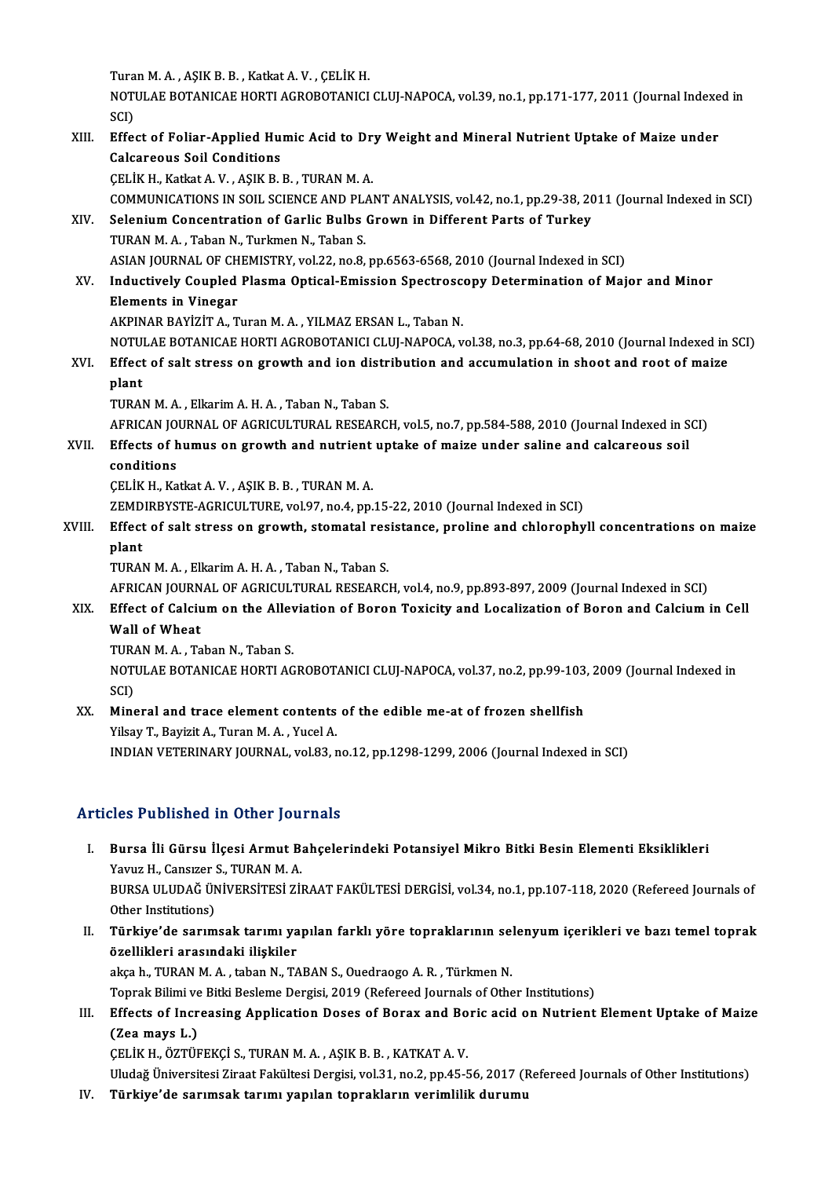Turan M. A. , AŞIK B. B. , Katkat A. V. , ÇELİK H.
NOTULAE BOTANICAE HORTI AGROBOTANICI CLUJ-NAPOCA, vol.39, no.1, pp.171-177, 2011 (Journal Indexed in SCI)

XIII. **Effect of Foliar-Applied Humic Acid to Dry Weight and Mineral Nutrient Uptake of Maize under Calcareous Soil Conditions**
ÇELİK H., Katkat A. V. , AŞIK B. B. , TURAN M. A.
COMMUNICATIONS IN SOIL SCIENCE AND PLANT ANALYSIS, vol.42, no.1, pp.29-38, 2011 (Journal Indexed in SCI)

XIV. **Selenium Concentration of Garlic Bulbs Grown in Different Parts of Turkey**
TURAN M. A. , Taban N., Turkmen N., Taban S.
ASIAN JOURNAL OF CHEMISTRY, vol.22, no.8, pp.6563-6568, 2010 (Journal Indexed in SCI)

XV. **Inductively Coupled Plasma Optical-Emission Spectroscopy Determination of Major and Minor Elements in Vinegar**
AKPINAR BAYİZİT A., Turan M. A. , YILMAZ ERSAN L., Taban N.
NOTULAE BOTANICAE HORTI AGROBOTANICI CLUJ-NAPOCA, vol.38, no.3, pp.64-68, 2010 (Journal Indexed in SCI)

XVI. **Effect of salt stress on growth and ion distribution and accumulation in shoot and root of maize plant**
TURAN M. A. , Elkarim A. H. A. , Taban N., Taban S.
AFRICAN JOURNAL OF AGRICULTURAL RESEARCH, vol.5, no.7, pp.584-588, 2010 (Journal Indexed in SCI)

XVII. **Effects of humus on growth and nutrient uptake of maize under saline and calcareous soil conditions**
ÇELİK H., Katkat A. V. , AŞIK B. B. , TURAN M. A.
ZEMDIRBYSTE-AGRICULTURE, vol.97, no.4, pp.15-22, 2010 (Journal Indexed in SCI)

XVIII. **Effect of salt stress on growth, stomatal resistance, proline and chlorophyll concentrations on maize plant**
TURAN M. A. , Elkarim A. H. A. , Taban N., Taban S.
AFRICAN JOURNAL OF AGRICULTURAL RESEARCH, vol.4, no.9, pp.893-897, 2009 (Journal Indexed in SCI)

XIX. **Effect of Calcium on the Alleviation of Boron Toxicity and Localization of Boron and Calcium in Cell Wall of Wheat**
TURAN M. A. , Taban N., Taban S.
NOTULAE BOTANICAE HORTI AGROBOTANICI CLUJ-NAPOCA, vol.37, no.2, pp.99-103, 2009 (Journal Indexed in SCI)

XX. **Mineral and trace element contents of the edible me-at of frozen shellfish**
Yilsay T., Bayizit A., Turan M. A. , Yucel A.
INDIAN VETERINARY JOURNAL, vol.83, no.12, pp.1298-1299, 2006 (Journal Indexed in SCI)

## Articles Published in Other Journals

I. **Bursa İli Gürsu İlçesi Armut Bahçelerindeki Potansiyel Mikro Bitki Besin Elementi Eksiklikleri**
Yavuz H., Cansızer S., TURAN M. A.
BURSA ULUDAĞ ÜNİVERSİTESİ ZİRAAT FAKÜLTESİ DERGİSİ, vol.34, no.1, pp.107-118, 2020 (Refereed Journals of Other Institutions)

II. **Türkiye'de sarımsak tarımı yapılan farklı yöre topraklarının selenyum içerikleri ve bazı temel toprak özellikleri arasındaki ilişkiler**
akça h., TURAN M. A. , taban N., TABAN S., Ouedraogo A. R. , Türkmen N.
Toprak Bilimi ve Bitki Besleme Dergisi, 2019 (Refereed Journals of Other Institutions)

III. **Effects of Increasing Application Doses of Borax and Boric acid on Nutrient Element Uptake of Maize (Zea mays L.)**
ÇELİK H., ÖZTÜFEKÇİ S., TURAN M. A. , AŞIK B. B. , KATKAT A. V.
Uludağ Üniversitesi Ziraat Fakültesi Dergisi, vol.31, no.2, pp.45-56, 2017 (Refereed Journals of Other Institutions)

IV. **Türkiye'de sarımsak tarımı yapılan toprakların verimlilik durumu**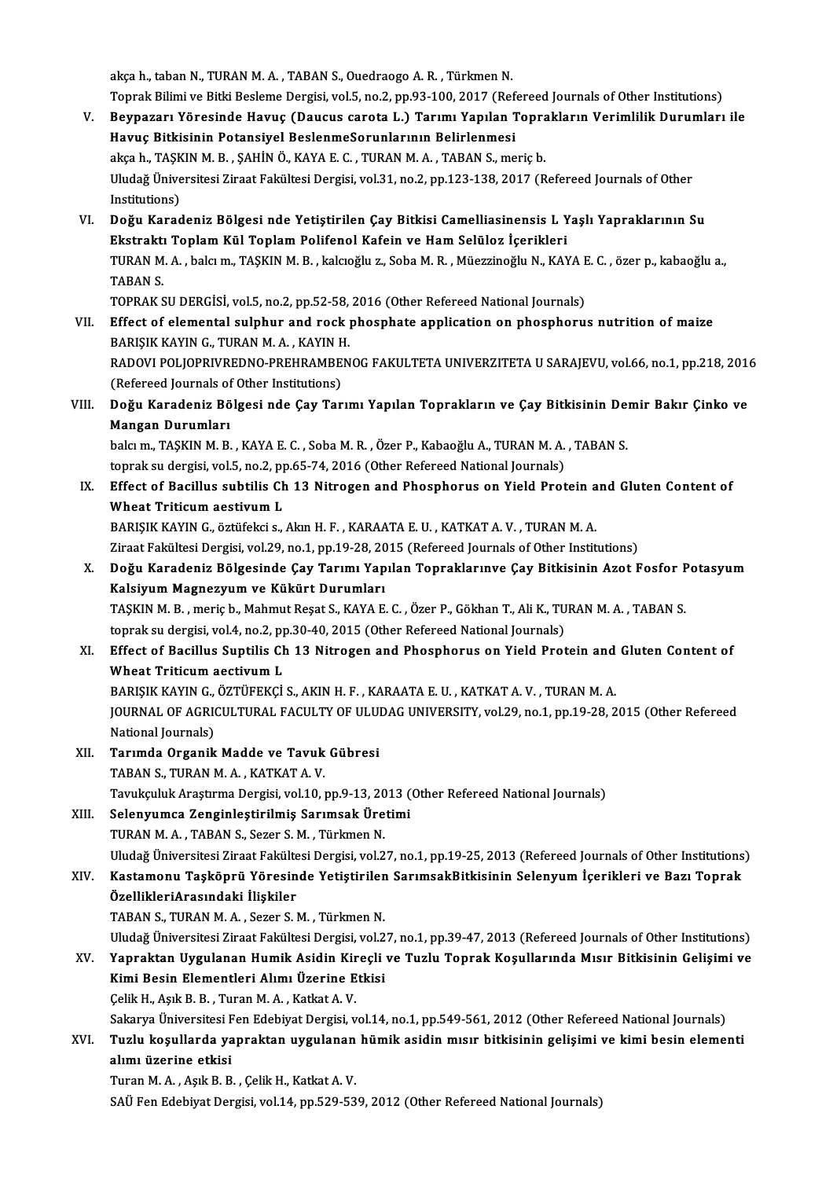akça h., taban N., TURAN M. A. , TABAN S., Ouedraogo A. R. , Türkmen N.
Toprak Bilimi ve Bitki Besleme Dergisi, vol.5, no.2, pp.93-100, 2017 (Refereed Journals of Other Institutions)

V. **Beypazarı Yöresinde Havuç (Daucus carota L.) Tarımı Yapılan Toprakların Verimlilik Durumları ile Havuç Bitkisinin Potansiyel BeslenmeSorunlarının Belirlenmesi**
akça h., TAŞKIN M. B. , ŞAHİN Ö., KAYA E. C. , TURAN M. A. , TABAN S., meriç b.
Uludağ Üniversitesi Ziraat Fakültesi Dergisi, vol.31, no.2, pp.123-138, 2017 (Refereed Journals of Other Institutions)

VI. **Doğu Karadeniz Bölgesi nde Yetiştirilen Çay Bitkisi Camelliasinensis L Yaşlı Yapraklarının Su Ekstraktı Toplam Kül Toplam Polifenol Kafein ve Ham Selüloz İçerikleri**
TURAN M. A. , balcı m., TAŞKIN M. B. , kalcıoğlu z., Soba M. R. , Müezzinoğlu N., KAYA E. C. , özer p., kabaoğlu a., TABAN S.
TOPRAK SU DERGİSİ, vol.5, no.2, pp.52-58, 2016 (Other Refereed National Journals)

VII. **Effect of elemental sulphur and rock phosphate application on phosphorus nutrition of maize**
BARIŞIK KAYIN G., TURAN M. A. , KAYIN H.
RADOVI POLJOPRIVREDNO-PREHRAMBENOG FAKULTETA UNIVERZITETA U SARAJEVU, vol.66, no.1, pp.218, 2016 (Refereed Journals of Other Institutions)

VIII. **Doğu Karadeniz Bölgesi nde Çay Tarımı Yapılan Toprakların ve Çay Bitkisinin Demir Bakır Çinko ve Mangan Durumları**
balcı m., TAŞKIN M. B. , KAYA E. C. , Soba M. R. , Özer P., Kabaoğlu A., TURAN M. A. , TABAN S.
toprak su dergisi, vol.5, no.2, pp.65-74, 2016 (Other Refereed National Journals)

IX. **Effect of Bacillus subtilis Ch 13 Nitrogen and Phosphorus on Yield Protein and Gluten Content of Wheat Triticum aestivum L**
BARIŞIK KAYIN G., öztüfekci s., Akın H. F. , KARAATA E. U. , KATKAT A. V. , TURAN M. A.
Ziraat Fakültesi Dergisi, vol.29, no.1, pp.19-28, 2015 (Refereed Journals of Other Institutions)

X. **Doğu Karadeniz Bölgesinde Çay Tarımı Yapılan Topraklarınve Çay Bitkisinin Azot Fosfor Potasyum Kalsiyum Magnezyum ve Kükürt Durumları**
TAŞKIN M. B. , meriç b., Mahmut Reşat S., KAYA E. C. , Özer P., Gökhan T., Ali K., TURAN M. A. , TABAN S.
toprak su dergisi, vol.4, no.2, pp.30-40, 2015 (Other Refereed National Journals)

XI. **Effect of Bacillus Suptilis Ch 13 Nitrogen and Phosphorus on Yield Protein and Gluten Content of Wheat Triticum aectivum L**
BARIŞIK KAYIN G., ÖZTÜFEKÇİ S., AKIN H. F. , KARAATA E. U. , KATKAT A. V. , TURAN M. A.
JOURNAL OF AGRICULTURAL FACULTY OF ULUDAG UNIVERSITY, vol.29, no.1, pp.19-28, 2015 (Other Refereed National Journals)

XII. **Tarımda Organik Madde ve Tavuk Gübresi**
TABAN S., TURAN M. A. , KATKAT A. V.
Tavukçuluk Araştırma Dergisi, vol.10, pp.9-13, 2013 (Other Refereed National Journals)

XIII. **Selenyumca Zenginleştirilmiş Sarımsak Üretimi**
TURAN M. A. , TABAN S., Sezer S. M. , Türkmen N.
Uludağ Üniversitesi Ziraat Fakültesi Dergisi, vol.27, no.1, pp.19-25, 2013 (Refereed Journals of Other Institutions)

XIV. **Kastamonu Taşköprü Yöresinde Yetiştirilen SarımsakBitkisinin Selenyum İçerikleri ve Bazı Toprak ÖzellikleriArasındaki İlişkiler**
TABAN S., TURAN M. A. , Sezer S. M. , Türkmen N.
Uludağ Üniversitesi Ziraat Fakültesi Dergisi, vol.27, no.1, pp.39-47, 2013 (Refereed Journals of Other Institutions)

XV. **Yapraktan Uygulanan Humik Asidin Kireçli ve Tuzlu Toprak Koşullarında Mısır Bitkisinin Gelişimi ve Kimi Besin Elementleri Alımı Üzerine Etkisi**
Çelik H., Aşık B. B. , Turan M. A. , Katkat A. V.
Sakarya Üniversitesi Fen Edebiyat Dergisi, vol.14, no.1, pp.549-561, 2012 (Other Refereed National Journals)

XVI. **Tuzlu koşullarda yapraktan uygulanan hümik asidin mısır bitkisinin gelişimi ve kimi besin elementi alımı üzerine etkisi**
Turan M. A. , Aşık B. B. , Çelik H., Katkat A. V.
SAÜ Fen Edebiyat Dergisi, vol.14, pp.529-539, 2012 (Other Refereed National Journals)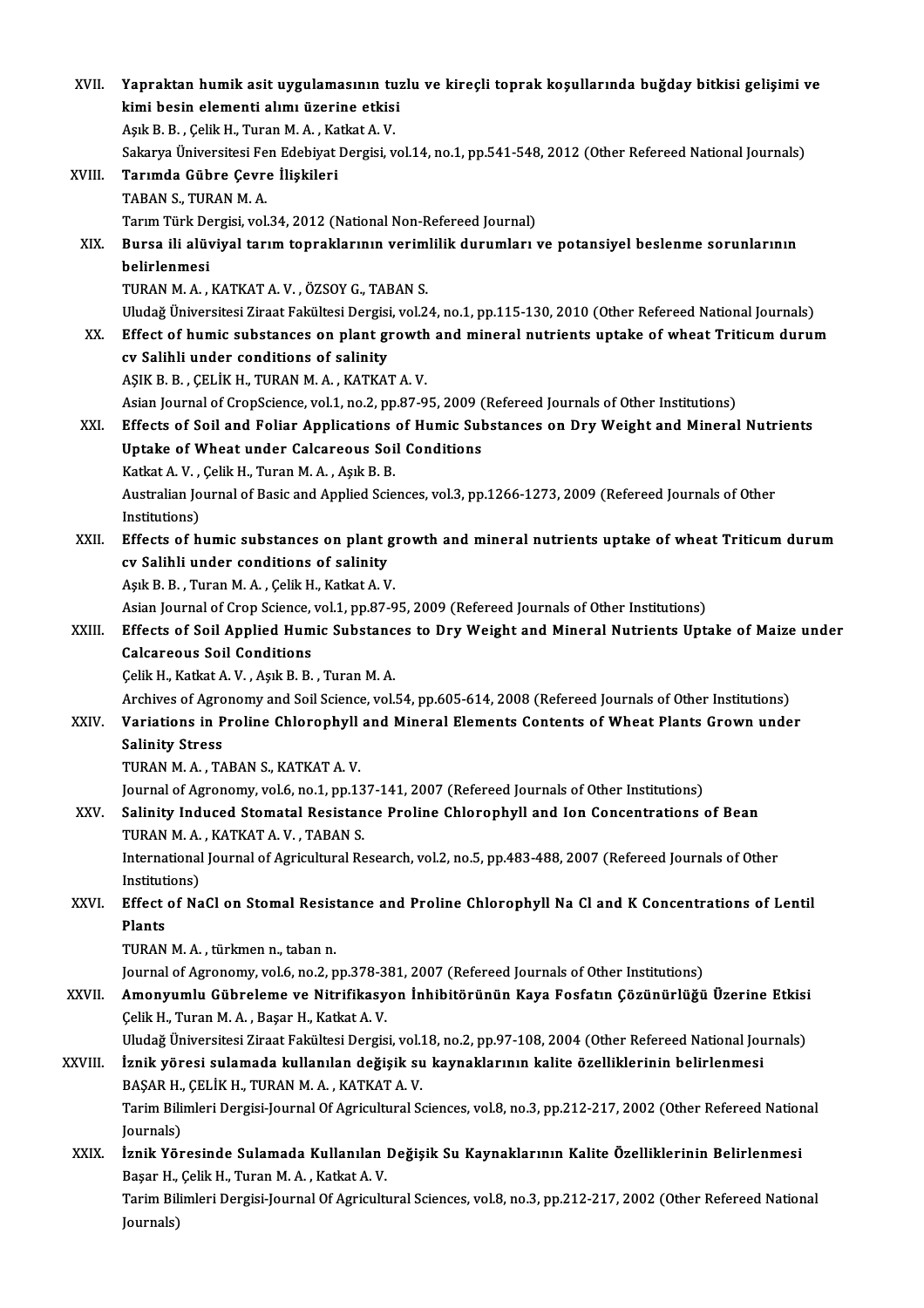XVII. **Yapraktan humik asit uygulamasının tuzlu ve kireçli toprak koşullarında buğday bitkisi gelişimi ve kimi besin elementi alımı üzerine etkisi**
Aşık B. B. , Çelik H., Turan M. A. , Katkat A. V.
Sakarya Üniversitesi Fen Edebiyat Dergisi, vol.14, no.1, pp.541-548, 2012 (Other Refereed National Journals)

XVIII. **Tarımda Gübre Çevre İlişkileri**
TABAN S., TURAN M. A.
Tarım Türk Dergisi, vol.34, 2012 (National Non-Refereed Journal)

XIX. **Bursa ili alüviyal tarım topraklarının verimlilik durumları ve potansiyel beslenme sorunlarının belirlenmesi**
TURAN M. A. , KATKAT A. V. , ÖZSOY G., TABAN S.
Uludağ Üniversitesi Ziraat Fakültesi Dergisi, vol.24, no.1, pp.115-130, 2010 (Other Refereed National Journals)

XX. **Effect of humic substances on plant growth and mineral nutrients uptake of wheat Triticum durum cv Salihli under conditions of salinity**
AŞIK B. B. , ÇELİK H., TURAN M. A. , KATKAT A. V.
Asian Journal of CropScience, vol.1, no.2, pp.87-95, 2009 (Refereed Journals of Other Institutions)

XXI. **Effects of Soil and Foliar Applications of Humic Substances on Dry Weight and Mineral Nutrients Uptake of Wheat under Calcareous Soil Conditions**
Katkat A. V. , Çelik H., Turan M. A. , Aşık B. B.
Australian Journal of Basic and Applied Sciences, vol.3, pp.1266-1273, 2009 (Refereed Journals of Other Institutions)

XXII. **Effects of humic substances on plant growth and mineral nutrients uptake of wheat Triticum durum cv Salihli under conditions of salinity**
Aşık B. B. , Turan M. A. , Çelik H., Katkat A. V.
Asian Journal of Crop Science, vol.1, no.2, pp.87-95, 2009 (Refereed Journals of Other Institutions)

XXIII. **Effects of Soil Applied Humic Substances to Dry Weight and Mineral Nutrients Uptake of Maize under Calcareous Soil Conditions**
Çelik H., Katkat A. V. , Aşık B. B. , Turan M. A.
Archives of Agronomy and Soil Science, vol.54, pp.605-614, 2008 (Refereed Journals of Other Institutions)

XXIV. **Variations in Proline Chlorophyll and Mineral Elements Contents of Wheat Plants Grown under Salinity Stress**
TURAN M. A. , TABAN S., KATKAT A. V.
Journal of Agronomy, vol.6, no.1, pp.137-141, 2007 (Refereed Journals of Other Institutions)

XXV. **Salinity Induced Stomatal Resistance Proline Chlorophyll and Ion Concentrations of Bean**
TURAN M. A. , KATKAT A. V. , TABAN S.
International Journal of Agricultural Research, vol.2, no.5, pp.483-488, 2007 (Refereed Journals of Other Institutions)

XXVI. **Effect of NaCl on Stomal Resistance and Proline Chlorophyll Na Cl and K Concentrations of Lentil Plants**
TURAN M. A. , türkmen n., taban n.
Journal of Agronomy, vol.6, no.2, pp.378-381, 2007 (Refereed Journals of Other Institutions)

XXVII. **Amonyumlu Gübreleme ve Nitrifikasyon İnhibitörünün Kaya Fosfatın Çözünürlüğü Üzerine Etkisi**
Çelik H., Turan M. A. , Başar H., Katkat A. V.
Uludağ Üniversitesi Ziraat Fakültesi Dergisi, vol.18, no.2, pp.97-108, 2004 (Other Refereed National Journals)

XXVIII. **İznik yöresi sulamada kullanılan değişik su kaynaklarının kalite özelliklerinin belirlenmesi**
BAŞAR H., ÇELİK H., TURAN M. A. , KATKAT A. V.
Tarim Bilimleri Dergisi-Journal Of Agricultural Sciences, vol.8, no.3, pp.212-217, 2002 (Other Refereed National Journals)

XXIX. **İznik Yöresinde Sulamada Kullanılan Değişik Su Kaynaklarının Kalite Özelliklerinin Belirlenmesi**
Başar H., Çelik H., Turan M. A. , Katkat A. V.
Tarim Bilimleri Dergisi-Journal Of Agricultural Sciences, vol.8, no.3, pp.212-217, 2002 (Other Refereed National Journals)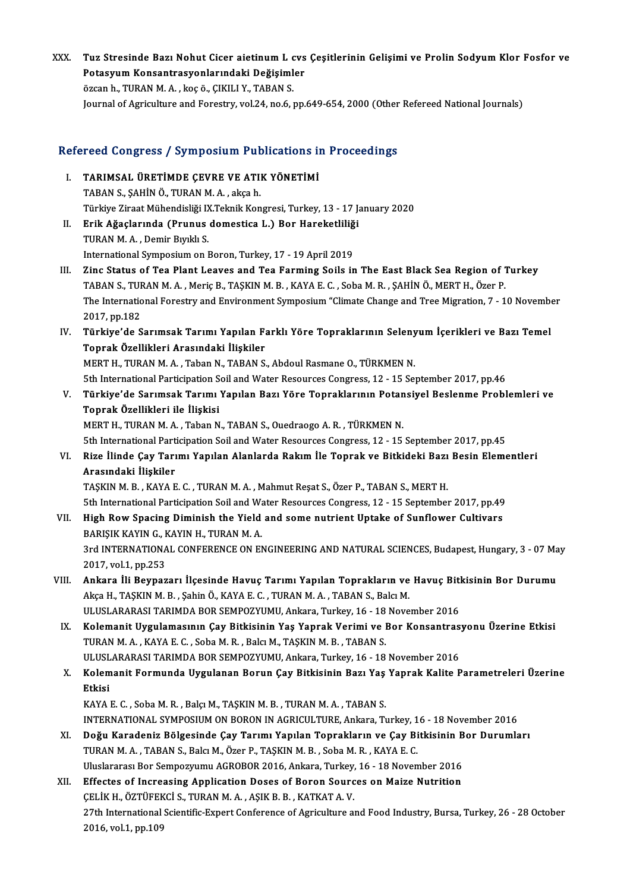XXX. **Tuz Stresinde Bazı Nohut Cicer aietinum L cvs Çeşitlerinin Gelişimi ve Prolin Sodyum Klor Fosfor ve Potasyum Konsantrasyonlarındaki Değişimler**
özcan h., TURAN M. A. , koç ö., ÇIKILI Y., TABAN S.
Journal of Agriculture and Forestry, vol.24, no.6, pp.649-654, 2000 (Other Refereed National Journals)

## Refereed Congress / Symposium Publications in Proceedings

I. **TARIMSAL ÜRETİMDE ÇEVRE VE ATIK YÖNETİMİ**
TABAN S., ŞAHİN Ö., TURAN M. A. , akça h.
Türkiye Ziraat Mühendisliği IX.Teknik Kongresi, Turkey, 13 - 17 January 2020

II. **Erik Ağaçlarında (Prunus domestica L.) Bor Hareketliliği**
TURAN M. A. , Demir Bıyıklı S.
International Symposium on Boron, Turkey, 17 - 19 April 2019

III. **Zinc Status of Tea Plant Leaves and Tea Farming Soils in The East Black Sea Region of Turkey**
TABAN S., TURAN M. A. , Meriç B., TAŞKIN M. B. , KAYA E. C. , Soba M. R. , ŞAHİN Ö., MERT H., Özer P.
The International Forestry and Environment Symposium "Climate Change and Tree Migration, 7 - 10 November 2017, pp.182

IV. **Türkiye'de Sarımsak Tarımı Yapılan Farklı Yöre Topraklarının Selenyum İçerikleri ve Bazı Temel Toprak Özellikleri Arasındaki İlişkiler**
MERT H., TURAN M. A. , Taban N., TABAN S., Abdoul Rasmane O., TÜRKMEN N.
5th International Participation Soil and Water Resources Congress, 12 - 15 September 2017, pp.46

V. **Türkiye'de Sarımsak Tarımı Yapılan Bazı Yöre Topraklarının Potansiyel Beslenme Problemleri ve Toprak Özellikleri ile İlişkisi**
MERT H., TURAN M. A. , Taban N., TABAN S., Ouedraogo A. R. , TÜRKMEN N.
5th International Participation Soil and Water Resources Congress, 12 - 15 September 2017, pp.45

VI. **Rize İlinde Çay Tarımı Yapılan Alanlarda Rakım İle Toprak ve Bitkideki Bazı Besin Elementleri Arasındaki İlişkiler**
TAŞKIN M. B. , KAYA E. C. , TURAN M. A. , Mahmut Reşat S., Özer P., TABAN S., MERT H.
5th International Participation Soil and Water Resources Congress, 12 - 15 September 2017, pp.49

VII. **High Row Spacing Diminish the Yield and some nutrient Uptake of Sunflower Cultivars**
BARIŞIK KAYIN G., KAYIN H., TURAN M. A.
3rd INTERNATIONAL CONFERENCE ON ENGINEERING AND NATURAL SCIENCES, Budapest, Hungary, 3 - 07 May 2017, vol.1, pp.253

VIII. **Ankara İli Beypazarı İlçesinde Havuç Tarımı Yapılan Toprakların ve Havuç Bitkisinin Bor Durumu**
Akça H., TAŞKIN M. B. , Şahin Ö., KAYA E. C. , TURAN M. A. , TABAN S., Balcı M.
ULUSLARARASI TARIMDA BOR SEMPOZYUMU, Ankara, Turkey, 16 - 18 November 2016

IX. **Kolemanit Uygulamasının Çay Bitkisinin Yaş Yaprak Verimi ve Bor Konsantrasyonu Üzerine Etkisi**
TURAN M. A. , KAYA E. C. , Soba M. R. , Balcı M., TAŞKIN M. B. , TABAN S.
ULUSLARARASI TARIMDA BOR SEMPOZYUMU, Ankara, Turkey, 16 - 18 November 2016

X. **Kolemanit Formunda Uygulanan Borun Çay Bitkisinin Bazı Yaş Yaprak Kalite Parametreleri Üzerine Etkisi**
KAYA E. C. , Soba M. R. , Balçı M., TAŞKIN M. B. , TURAN M. A. , TABAN S.
INTERNATIONAL SYMPOSIUM ON BORON IN AGRICULTURE, Ankara, Turkey, 16 - 18 November 2016

XI. **Doğu Karadeniz Bölgesinde Çay Tarımı Yapılan Toprakların ve Çay Bitkisinin Bor Durumları**
TURAN M. A. , TABAN S., Balcı M., Özer P., TAŞKIN M. B. , Soba M. R. , KAYA E. C.
Uluslararası Bor Sempozyumu AGROBOR 2016, Ankara, Turkey, 16 - 18 November 2016

XII. **Effectes of Increasing Application Doses of Boron Sources on Maize Nutrition**
ÇELİK H., ÖZTÜFEKCİ S., TURAN M. A. , AŞIK B. B. , KATKAT A. V.
27th International Scientific-Expert Conference of Agriculture and Food Industry, Bursa, Turkey, 26 - 28 October 2016, vol.1, pp.109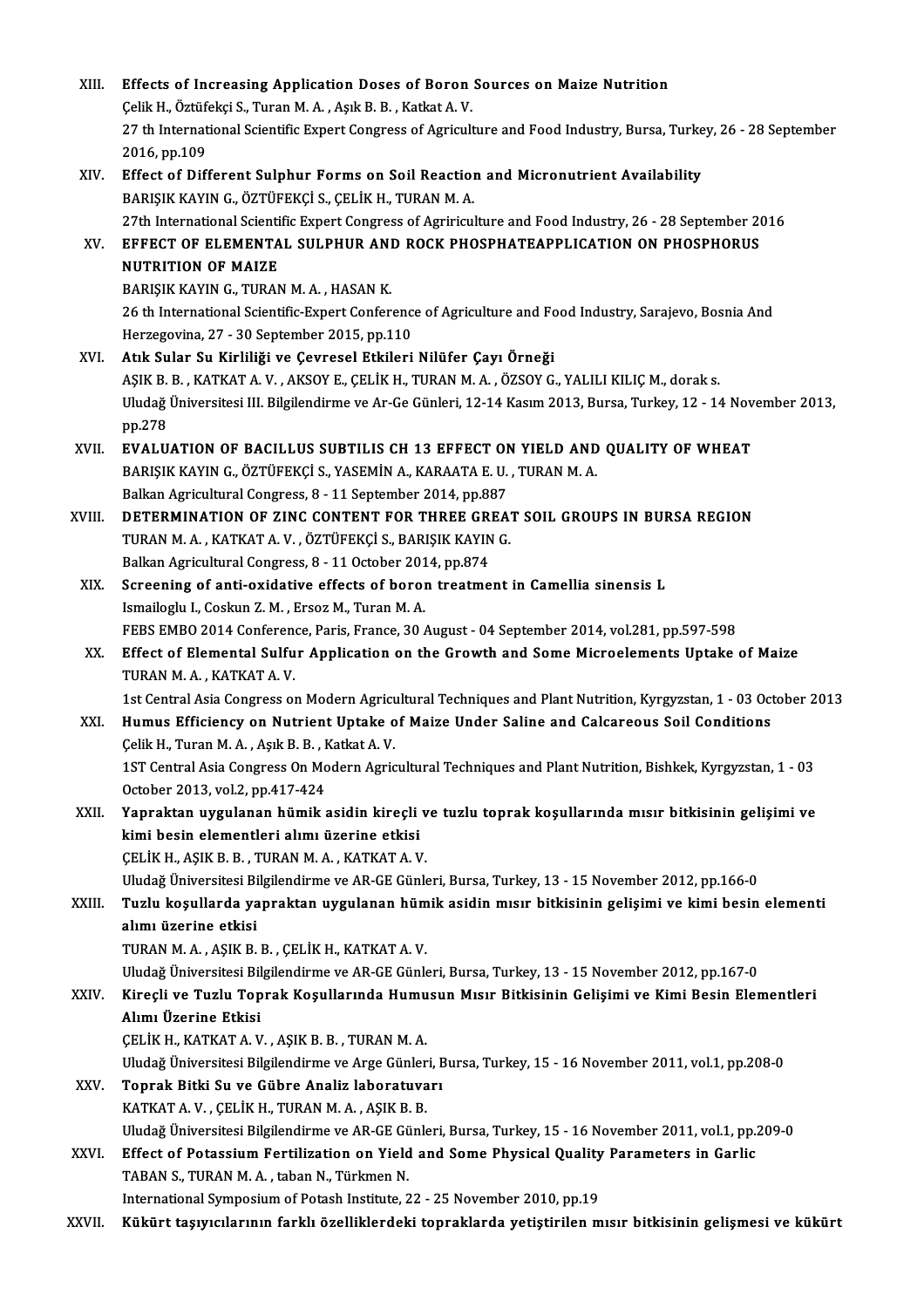XIII. **Effects of Increasing Application Doses of Boron Sources on Maize Nutrition**
Çelik H., Öztüfekçi S., Turan M. A. , Aşık B. B. , Katkat A. V.
27 th International Scientific Expert Congress of Agriculture and Food Industry, Bursa, Turkey, 26 - 28 September 2016, pp.109

XIV. **Effect of Different Sulphur Forms on Soil Reaction and Micronutrient Availability**
BARIŞIK KAYIN G., ÖZTÜFEKÇİ S., ÇELİK H., TURAN M. A.
27th International Scientific Expert Congress of Agriricultur​e and Food Industry, 26 - 28 September 2016

XV. **EFFECT OF ELEMENTAL SULPHUR AND ROCK PHOSPHATEAPPLICATION ON PHOSPHORUS NUTRITION OF MAIZE**
BARIŞIK KAYIN G., TURAN M. A. , HASAN K.
26 th International Scientific-Expert Conference of Agriculture and Food Industry, Sarajevo, Bosnia And Herzegovina, 27 - 30 September 2015, pp.110

XVI. **Atık Sular Su Kirliliği ve Çevresel Etkileri Nilüfer Çayı Örneği**
AŞIK B. B. , KATKAT A. V. , AKSOY E., ÇELİK H., TURAN M. A. , ÖZSOY G., YALILI KILIÇ M., dorak s.
Uludağ Üniversitesi III. Bilgilendirme ve Ar-Ge Günleri, 12-14 Kasım 2013, Bursa, Turkey, 12 - 14 November 2013, pp.278

XVII. **EVALUATION OF BACILLUS SUBTILIS CH 13 EFFECT ON YIELD AND QUALITY OF WHEAT**
BARIŞIK KAYIN G., ÖZTÜFEKÇİ S., YASEMİN A., KARAATA E. U. , TURAN M. A.
Balkan Agricultural Congress, 8 - 11 September 2014, pp.887

XVIII. **DETERMINATION OF ZINC CONTENT FOR THREE GREAT SOIL GROUPS IN BURSA REGION**
TURAN M. A. , KATKAT A. V. , ÖZTÜFEKÇİ S., BARIŞIK KAYIN G.
Balkan Agricultural Congress, 8 - 11 October 2014, pp.874

XIX. **Screening of anti-oxidative effects of boron treatment in Camellia sinensis L**
Ismailoglu I., Coskun Z. M. , Ersoz M., Turan M. A.
FEBS EMBO 2014 Conference, Paris, France, 30 August - 04 September 2014, vol.281, pp.597-598

XX. **Effect of Elemental Sulfur Application on the Growth and Some Microelements Uptake of Maize**
TURAN M. A. , KATKAT A. V.
1st Central Asia Congress on Modern Agricultural Techniques and Plant Nutrition, Kyrgyzstan, 1 - 03 October 2013

XXI. **Humus Efficiency on Nutrient Uptake of Maize Under Saline and Calcareous Soil Conditions**
Çelik H., Turan M. A. , Aşık B. B. , Katkat A. V.
1ST Central Asia Congress On Modern Agricultural Techniques and Plant Nutrition, Bishkek, Kyrgyzstan, 1 - 03 October 2013, vol.2, pp.417-424

XXII. **Yapraktan uygulanan hümik asidin kireçli ve tuzlu toprak koşullarında mısır bitkisinin gelişimi ve kimi besin elementleri alımı üzerine etkisi**
ÇELİK H., AŞIK B. B. , TURAN M. A. , KATKAT A. V.
Uludağ Üniversitesi Bilgilendirme ve AR-GE Günleri, Bursa, Turkey, 13 - 15 November 2012, pp.166-0

XXIII. **Tuzlu koşullarda yapraktan uygulanan hümik asidin mısır bitkisinin gelişimi ve kimi besin elementi alımı üzerine etkisi**
TURAN M. A. , AŞIK B. B. , ÇELİK H., KATKAT A. V.
Uludağ Üniversitesi Bilgilendirme ve AR-GE Günleri, Bursa, Turkey, 13 - 15 November 2012, pp.167-0

XXIV. **Kireçli ve Tuzlu Toprak Koşullarında Humusun Mısır Bitkisinin Gelişimi ve Kimi Besin Elementleri Alımı Üzerine Etkisi**
ÇELİK H., KATKAT A. V. , AŞIK B. B. , TURAN M. A.
Uludağ Üniversitesi Bilgilendirme ve Arge Günleri, Bursa, Turkey, 15 - 16 November 2011, vol.1, pp.208-0

XXV. **Toprak Bitki Su ve Gübre Analiz laboratuvarı**
KATKAT A. V. , ÇELİK H., TURAN M. A. , AŞIK B. B.
Uludağ Üniversitesi Bilgilendirme ve AR-GE Günleri, Bursa, Turkey, 15 - 16 November 2011, vol.1, pp.209-0

XXVI. **Effect of Potassium Fertilization on Yield and Some Physical Quality Parameters in Garlic**
TABAN S., TURAN M. A. , taban N., Türkmen N.
International Symposium of Potash Institute, 22 - 25 November 2010, pp.19

XXVII. **Kükürt taşıyıcılarının farklı özelliklerdeki topraklarda yetiştirilen mısır bitkisinin gelişmesi ve kükürt**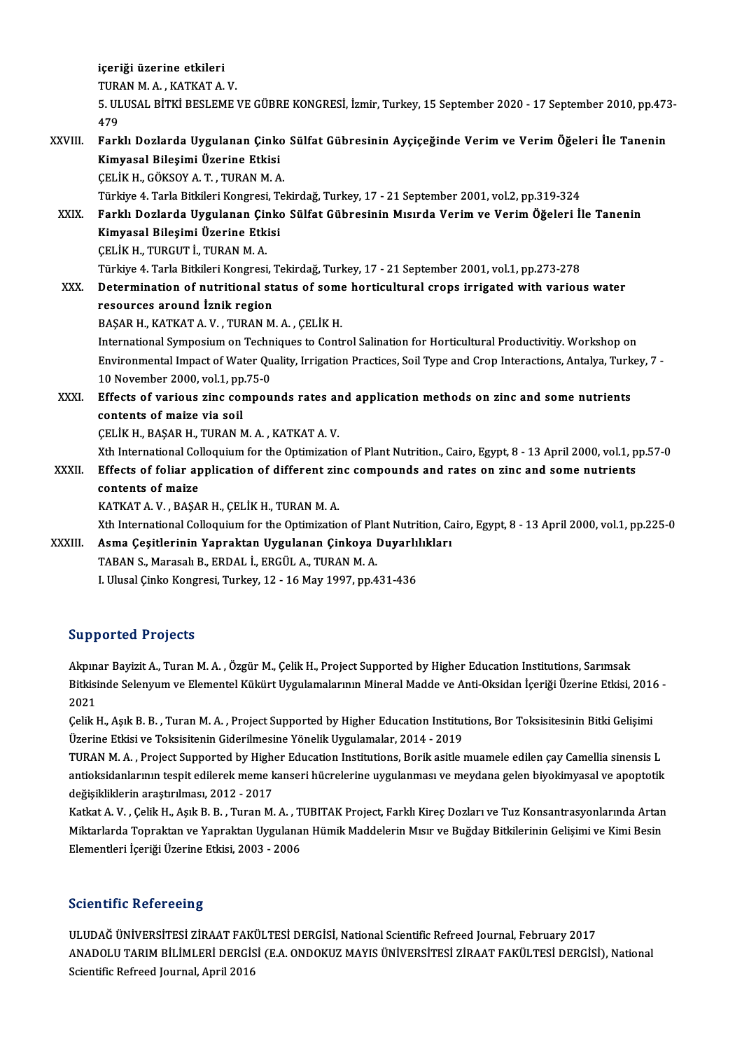içeriği üzerine etkileri
TURAN M. A. , KATKAT A. V.
5. ULUSAL BİTKİ BESLEME VE GÜBRE KONGRESİ, İzmir, Turkey, 15 September 2020 - 17 September 2010, pp.473-479

XXVIII. **Farklı Dozlarda Uygulanan Çinko Sülfat Gübresinin Ayçiçeğinde Verim ve Verim Öğeleri İle Tanenin Kimyasal Bileşimi Üzerine Etkisi**
ÇELİK H., GÖKSOY A. T. , TURAN M. A.
Türkiye 4. Tarla Bitkileri Kongresi, Tekirdağ, Turkey, 17 - 21 September 2001, vol.2, pp.319-324

XXIX. **Farklı Dozlarda Uygulanan Çinko Sülfat Gübresinin Mısırda Verim ve Verim Öğeleri İle Tanenin Kimyasal Bileşimi Üzerine Etkisi**
ÇELİK H., TURGUT İ., TURAN M. A.
Türkiye 4. Tarla Bitkileri Kongresi, Tekirdağ, Turkey, 17 - 21 September 2001, vol.1, pp.273-278

XXX. **Determination of nutritional status of some horticultural crops irrigated with various water resources around İznik region**
BAŞAR H., KATKAT A. V. , TURAN M. A. , ÇELİK H.
International Symposium on Techniques to Control Salination for Horticultural Productivitiy. Workshop on Environmental Impact of Water Quality, Irrigation Practices, Soil Type and Crop Interactions, Antalya, Turkey, 7 - 10 November 2000, vol.1, pp.75-0

XXXI. **Effects of various zinc compounds rates and application methods on zinc and some nutrients contents of maize via soil**
ÇELİK H., BAŞAR H., TURAN M. A. , KATKAT A. V.
Xth International Colloquium for the Optimization of Plant Nutrition., Cairo, Egypt, 8 - 13 April 2000, vol.1, pp.57-0

XXXII. **Effects of foliar application of different zinc compounds and rates on zinc and some nutrients contents of maize**
KATKAT A. V. , BAŞAR H., ÇELİK H., TURAN M. A.
Xth International Colloquium for the Optimization of Plant Nutrition, Cairo, Egypt, 8 - 13 April 2000, vol.1, pp.225-0

XXXIII. **Asma Çeşitlerinin Yapraktan Uygulanan Çinkoya Duyarlılıkları**
TABAN S., Marasalı B., ERDAL İ., ERGÜL A., TURAN M. A.
I. Ulusal Çinko Kongresi, Turkey, 12 - 16 May 1997, pp.431-436

## Supported Projects

Akpınar Bayizit A., Turan M. A. , Özgür M., Çelik H., Project Supported by Higher Education Institutions, Sarımsak Bitkisinde Selenyum ve Elementel Kükürt Uygulamalarının Mineral Madde ve Anti-Oksidan İçeriği Üzerine Etkisi, 2016 - 2021

Çelik H., Aşık B. B. , Turan M. A. , Project Supported by Higher Education Institutions, Bor Toksisitesinin Bitki Gelişimi Üzerine Etkisi ve Toksisitenin Giderilmesine Yönelik Uygulamalar, 2014 - 2019

TURAN M. A. , Project Supported by Higher Education Institutions, Borik asitle muamele edilen çay Camellia sinensis L antioksidanlarının tespit edilerek meme kanseri hücrelerine uygulanması ve meydana gelen biyokimyasal ve apoptotik değişikliklerin araştırılması, 2012 - 2017

Katkat A. V. , Çelik H., Aşık B. B. , Turan M. A. , TUBITAK Project, Farklı Kireç Dozları ve Tuz Konsantrasyonlarında Artan Miktarlarda Topraktan ve Yapraktan Uygulanan Hümik Maddelerin Mısır ve Buğday Bitkilerinin Gelişimi ve Kimi Besin Elementleri İçeriği Üzerine Etkisi, 2003 - 2006

## Scientific Refereeing

ULUDAĞ ÜNİVERSİTESİ ZİRAAT FAKÜLTESİ DERGİSİ, National Scientific Refreed Journal, February 2017
ANADOLU TARIM BİLİMLERİ DERGİSİ (E.A. ONDOKUZ MAYIS ÜNİVERSİTESİ ZİRAAT FAKÜLTESİ DERGİSİ), National Scientific Refreed Journal, April 2016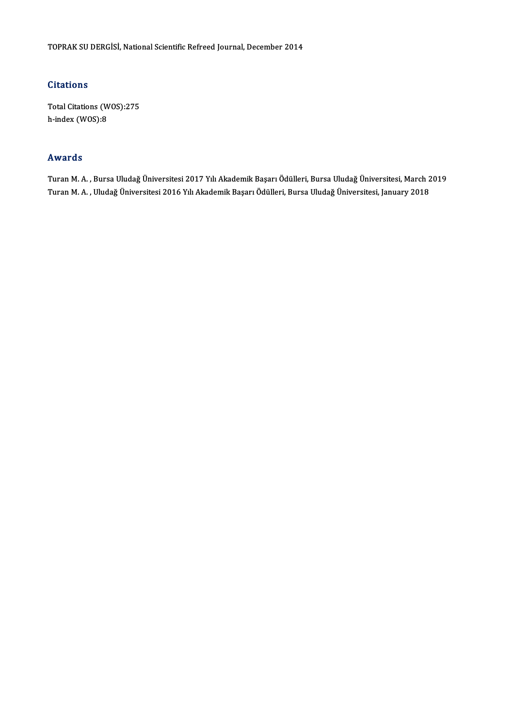TOPRAK SU DERGİSİ, National Scientific Refreed Journal, December 2014

## Citations

Total Citations (WOS):275
h-index (WOS):8

## Awards

Turan M. A. , Bursa Uludağ Üniversitesi 2017 Yılı Akademik Başarı Ödülleri, Bursa Uludağ Üniversitesi, March 2019
Turan M. A. , Uludağ Üniversitesi 2016 Yılı Akademik Başarı Ödülleri, Bursa Uludağ Üniversitesi, January 2018